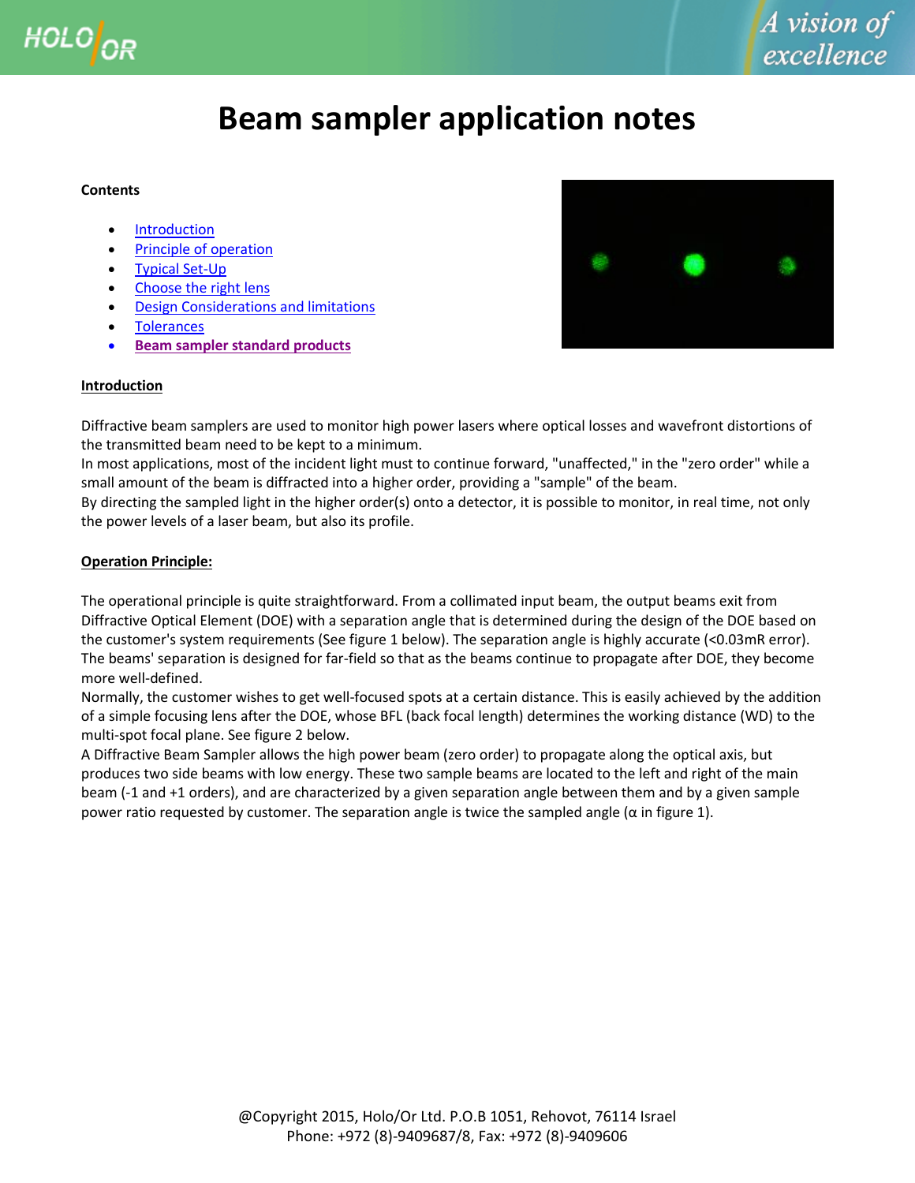# Beam sampler application notes

**Contents**

- Introduction
- Principle of operation
- Typical Set-Up
- Choose the right lens
- Design Considerations and limitations
- Tolerances
- **Beam sampler standard products**

## Introduction

Diffractive beam samplers are used to monitor high power lasers where optical losses and wavefront distortions of the transmitted beam need to be kept to a minimum.
In most applications, most of the incident light must to continue forward, "unaffected," in the "zero order" while a small amount of the beam is diffracted into a higher order, providing a "sample" of the beam.
By directing the sampled light in the higher order(s) onto a detector, it is possible to monitor, in real time, not only the power levels of a laser beam, but also its profile.

## Operation Principle:

The operational principle is quite straightforward. From a collimated input beam, the output beams exit from Diffractive Optical Element (DOE) with a separation angle that is determined during the design of the DOE based on the customer's system requirements (See figure 1 below). The separation angle is highly accurate (<0.03mR error). The beams' separation is designed for far-field so that as the beams continue to propagate after DOE, they become more well-defined.
Normally, the customer wishes to get well-focused spots at a certain distance. This is easily achieved by the addition of a simple focusing lens after the DOE, whose BFL (back focal length) determines the working distance (WD) to the multi-spot focal plane. See figure 2 below.
A Diffractive Beam Sampler allows the high power beam (zero order) to propagate along the optical axis, but produces two side beams with low energy. These two sample beams are located to the left and right of the main beam (-1 and +1 orders), and are characterized by a given separation angle between them and by a given sample power ratio requested by customer. The separation angle is twice the sampled angle ($\alpha$ in figure 1).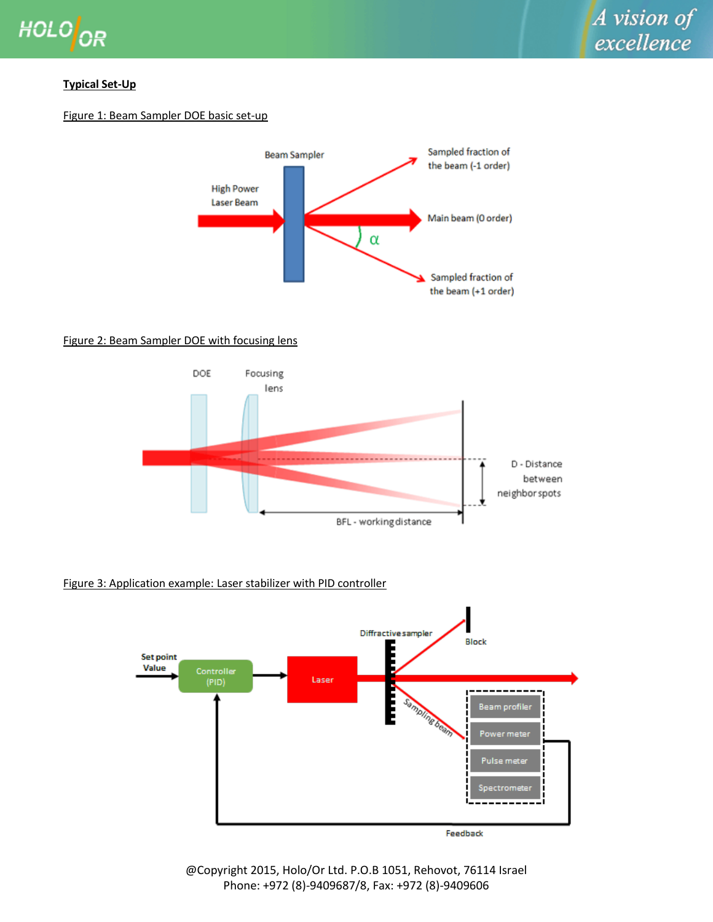**Typical Set-Up**

Figure 1: Beam Sampler DOE basic set-up

Figure 2: Beam Sampler DOE with focusing lens

Figure 3: Application example: Laser stabilizer with PID controller

@Copyright 2015, Holo/Or Ltd. P.O.B 1051, Rehovot, 76114 Israel
Phone: +972 (8)-9409687/8, Fax: +972 (8)-9409606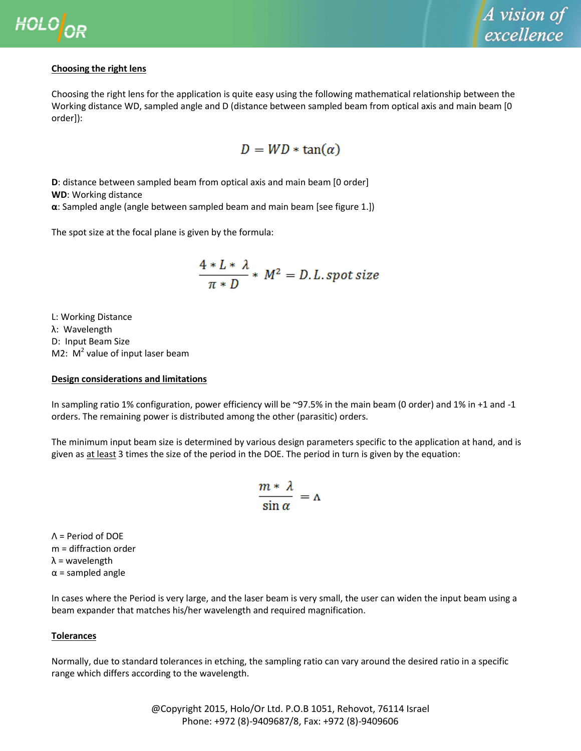**Choosing the right lens**

Choosing the right lens for the application is quite easy using the following mathematical relationship between the Working distance WD, sampled angle and D (distance between sampled beam from optical axis and main beam [0 order]):

$$D = WD * \tan(\alpha)$$

**D**: distance between sampled beam from optical axis and main beam [0 order]
**WD**: Working distance
**α**: Sampled angle (angle between sampled beam and main beam [see figure 1.])

The spot size at the focal plane is given by the formula:

$$\frac{4 * L * \lambda}{\pi * D} * M^2 = D.L.\,spot\ size$$

L: Working Distance
λ: Wavelength
D: Input Beam Size
M2: $M^2$ value of input laser beam

**Design considerations and limitations**

In sampling ratio 1% configuration, power efficiency will be ~97.5% in the main beam (0 order) and 1% in +1 and -1 orders. The remaining power is distributed among the other (parasitic) orders.

The minimum input beam size is determined by various design parameters specific to the application at hand, and is given as at least 3 times the size of the period in the DOE. The period in turn is given by the equation:

$$\frac{m * \lambda}{\sin \alpha} = \Lambda$$

Λ = Period of DOE
m = diffraction order
λ = wavelength
α = sampled angle

In cases where the Period is very large, and the laser beam is very small, the user can widen the input beam using a beam expander that matches his/her wavelength and required magnification.

**Tolerances**

Normally, due to standard tolerances in etching, the sampling ratio can vary around the desired ratio in a specific range which differs according to the wavelength.